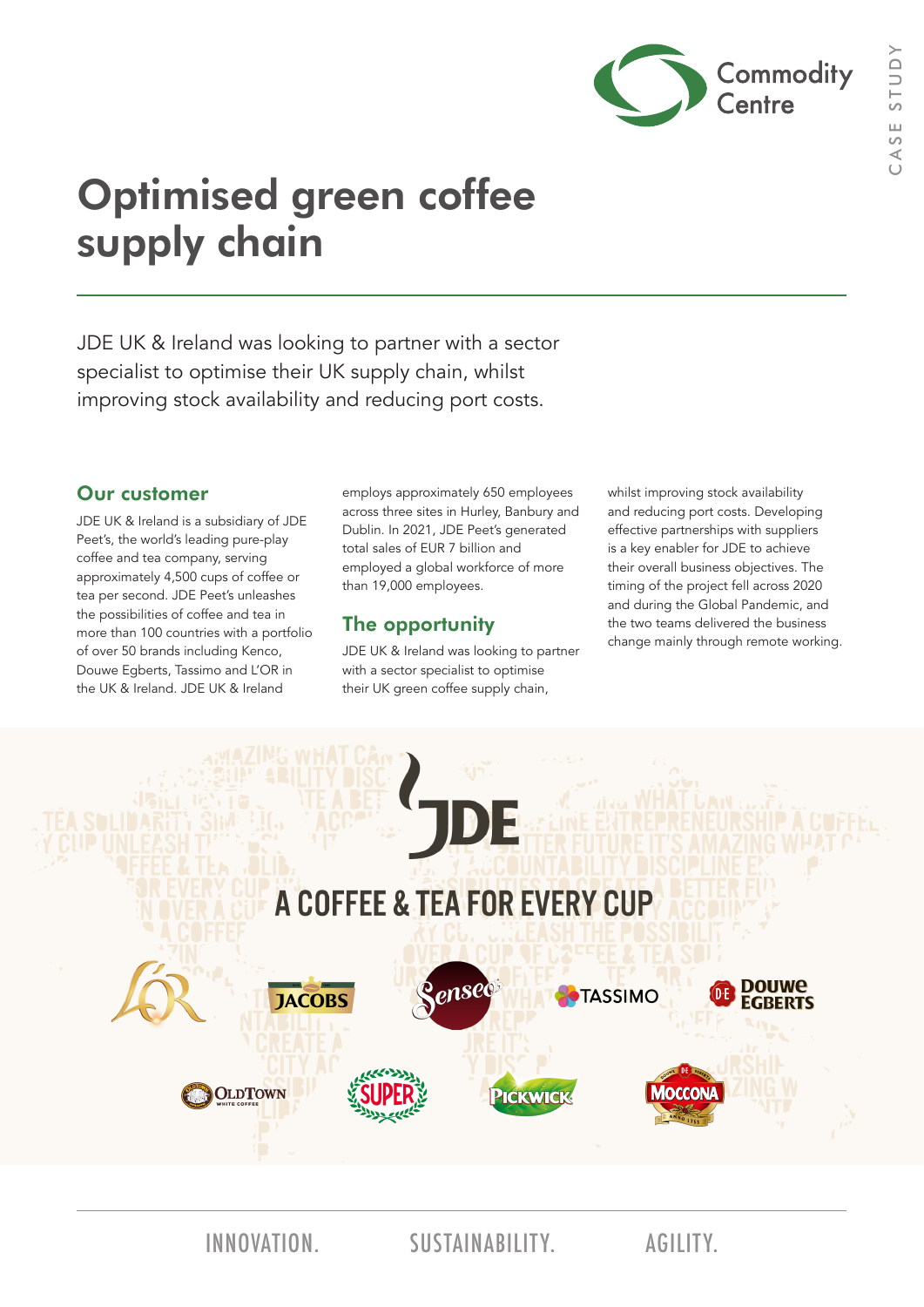# Optimised green coffee supply chain

JDE UK & Ireland was looking to partner with a sector specialist to optimise their UK supply chain, whilst improving stock availability and reducing port costs.

## Our customer

JDE UK & Ireland is a subsidiary of JDE Peet's, the world's leading pure-play coffee and tea company, serving approximately 4,500 cups of coffee or tea per second. JDE Peet's unleashes the possibilities of coffee and tea in more than 100 countries with a portfolio of over 50 brands including Kenco, Douwe Egberts, Tassimo and L'OR in the UK & Ireland. JDE UK & Ireland employs approximately 650 employees across three sites in Hurley, Banbury and Dublin. In 2021, JDE Peet's generated total sales of EUR 7 billion and employed a global workforce of more than 19,000 employees.

## The opportunity

JDE UK & Ireland was looking to partner with a sector specialist to optimise their UK green coffee supply chain, whilst improving stock availability and reducing port costs. Developing effective partnerships with suppliers is a key enabler for JDE to achieve their overall business objectives. The timing of the project fell across 2020 and during the Global Pandemic, and the two teams delivered the business change mainly through remote working.

JDE

A COFFEE & TEA FOR EVERY CUP

L'OR · JACOBS · Senseo · TASSIMO · Douwe Egberts · OldTown · SUPER · PICKWICK · MOCCONA

INNOVATION. SUSTAINABILITY. AGILITY.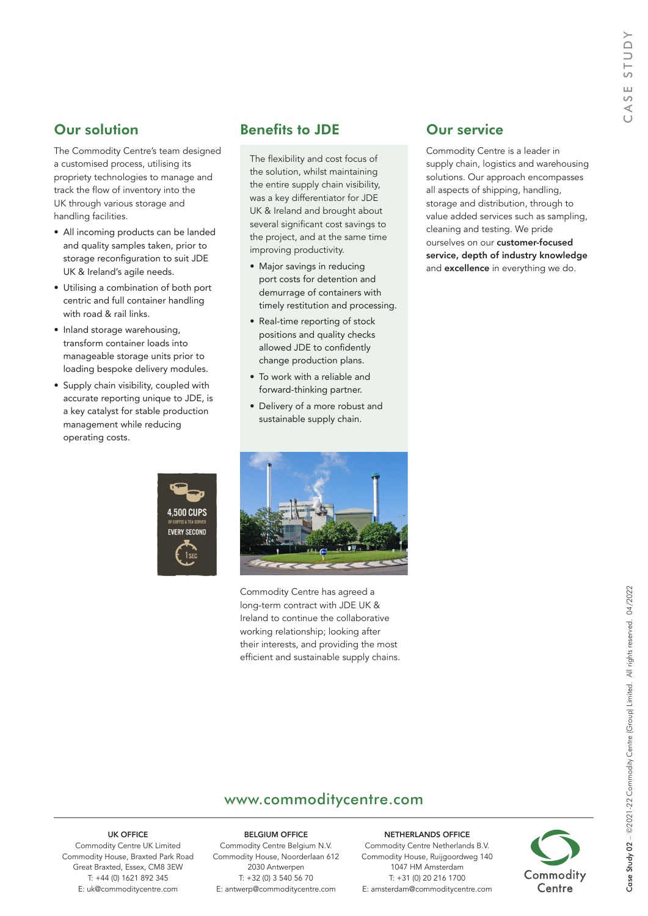## Our solution

The Commodity Centre's team designed a customised process, utilising its propriety technologies to manage and track the flow of inventory into the UK through various storage and handling facilities.

- All incoming products can be landed and quality samples taken, prior to storage reconfiguration to suit JDE UK & Ireland's agile needs.
- Utilising a combination of both port centric and full container handling with road & rail links.
- Inland storage warehousing, transform container loads into manageable storage units prior to loading bespoke delivery modules.
- Supply chain visibility, coupled with accurate reporting unique to JDE, is a key catalyst for stable production management while reducing operating costs.

4,500 CUPS
OF COFFEE & TEA SERVED
EVERY SECOND
1 SEC

## Benefits to JDE

The flexibility and cost focus of the solution, whilst maintaining the entire supply chain visibility, was a key differentiator for JDE UK & Ireland and brought about several significant cost savings to the project, and at the same time improving productivity.

- Major savings in reducing port costs for detention and demurrage of containers with timely restitution and processing.
- Real-time reporting of stock positions and quality checks allowed JDE to confidently change production plans.
- To work with a reliable and forward-thinking partner.
- Delivery of a more robust and sustainable supply chain.

Commodity Centre has agreed a long-term contract with JDE UK & Ireland to continue the collaborative working relationship; looking after their interests, and providing the most efficient and sustainable supply chains.

## Our service

Commodity Centre is a leader in supply chain, logistics and warehousing solutions. Our approach encompasses all aspects of shipping, handling, storage and distribution, through to value added services such as sampling, cleaning and testing. We pride ourselves on our **customer-focused service, depth of industry knowledge** and **excellence** in everything we do.

www.commoditycentre.com

**UK OFFICE**
Commodity Centre UK Limited
Commodity House, Braxted Park Road
Great Braxted, Essex, CM8 3EW
T: +44 (0) 1621 892 345
E: uk@commoditycentre.com

**BELGIUM OFFICE**
Commodity Centre Belgium N.V.
Commodity House, Noorderlaan 612
2030 Antwerpen
T: +32 (0) 3 540 56 70
E: antwerp@commoditycentre.com

**NETHERLANDS OFFICE**
Commodity Centre Netherlands B.V.
Commodity House, Ruijgoordweg 140
1047 HM Amsterdam
T: +31 (0) 20 216 1700
E: amsterdam@commoditycentre.com

Commodity Centre

**Case Study 02** – ©2021-22 Commodity Centre (Group) Limited. All rights reserved. 04/2022